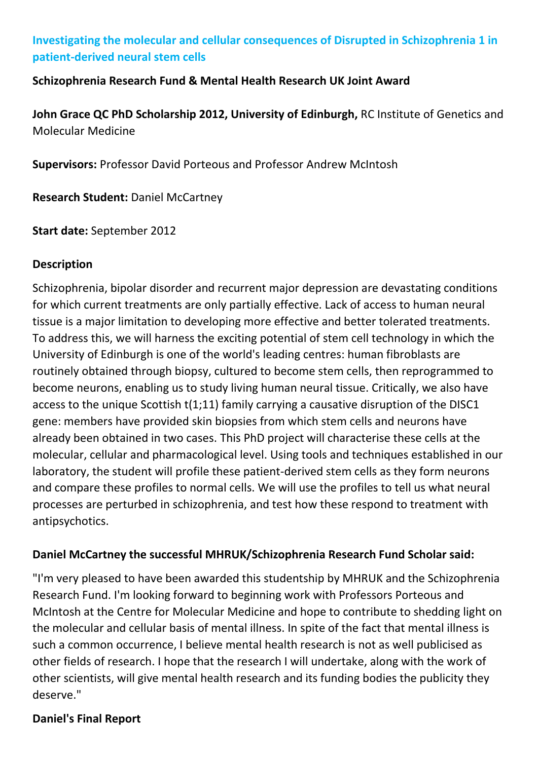## Investigating the molecular and cellular consequences of Disrupted in Schizophrenia 1 in patient-derived neural stem cells

**Schizophrenia Research Fund & Mental Health Research UK Joint Award**

**John Grace QC PhD Scholarship 2012, University of Edinburgh,** RC Institute of Genetics and Molecular Medicine

**Supervisors:** Professor David Porteous and Professor Andrew McIntosh

**Research Student:** Daniel McCartney

**Start date:** September 2012

### Description

Schizophrenia, bipolar disorder and recurrent major depression are devastating conditions for which current treatments are only partially effective. Lack of access to human neural tissue is a major limitation to developing more effective and better tolerated treatments. To address this, we will harness the exciting potential of stem cell technology in which the University of Edinburgh is one of the world's leading centres: human fibroblasts are routinely obtained through biopsy, cultured to become stem cells, then reprogrammed to become neurons, enabling us to study living human neural tissue. Critically, we also have access to the unique Scottish t(1;11) family carrying a causative disruption of the DISC1 gene: members have provided skin biopsies from which stem cells and neurons have already been obtained in two cases. This PhD project will characterise these cells at the molecular, cellular and pharmacological level. Using tools and techniques established in our laboratory, the student will profile these patient-derived stem cells as they form neurons and compare these profiles to normal cells. We will use the profiles to tell us what neural processes are perturbed in schizophrenia, and test how these respond to treatment with antipsychotics.

### Daniel McCartney the successful MHRUK/Schizophrenia Research Fund Scholar said:

"I'm very pleased to have been awarded this studentship by MHRUK and the Schizophrenia Research Fund. I'm looking forward to beginning work with Professors Porteous and McIntosh at the Centre for Molecular Medicine and hope to contribute to shedding light on the molecular and cellular basis of mental illness. In spite of the fact that mental illness is such a common occurrence, I believe mental health research is not as well publicised as other fields of research. I hope that the research I will undertake, along with the work of other scientists, will give mental health research and its funding bodies the publicity they deserve."

### Daniel's Final Report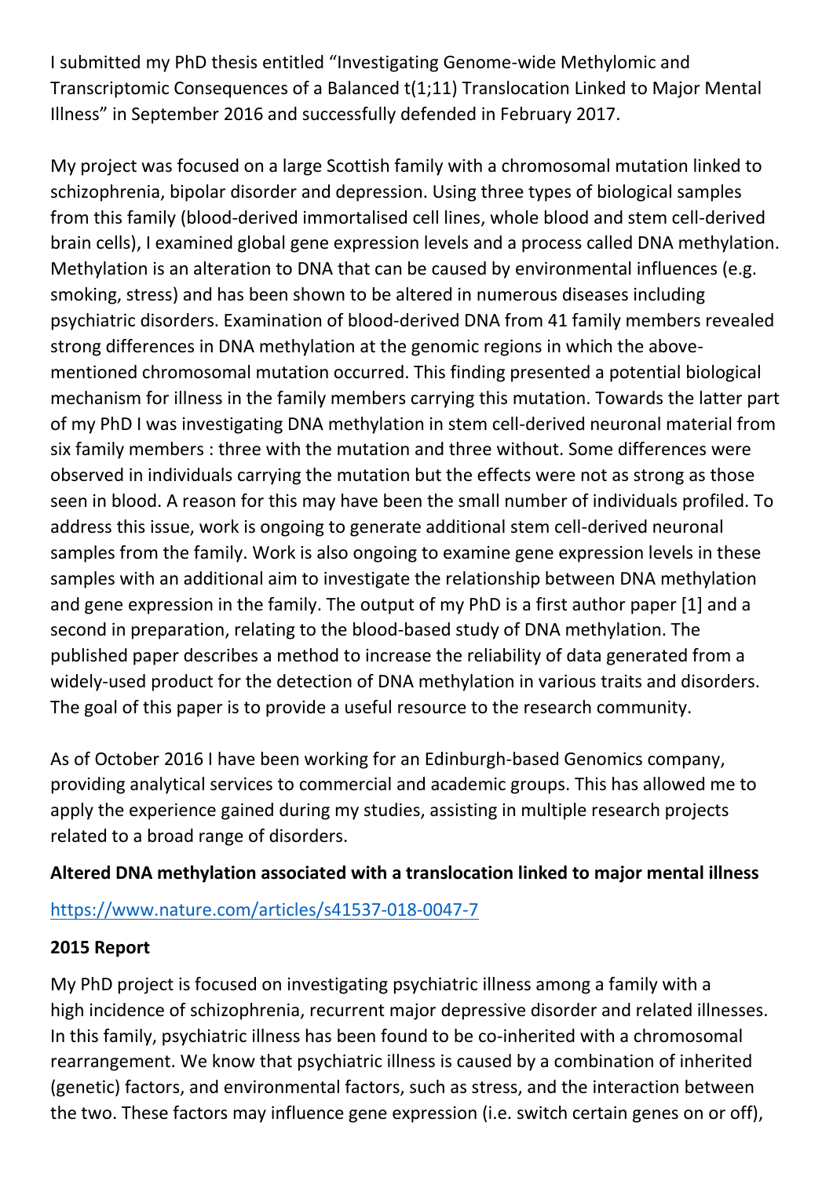I submitted my PhD thesis entitled "Investigating Genome-wide Methylomic and Transcriptomic Consequences of a Balanced t(1;11) Translocation Linked to Major Mental Illness" in September 2016 and successfully defended in February 2017.

My project was focused on a large Scottish family with a chromosomal mutation linked to schizophrenia, bipolar disorder and depression. Using three types of biological samples from this family (blood-derived immortalised cell lines, whole blood and stem cell-derived brain cells), I examined global gene expression levels and a process called DNA methylation. Methylation is an alteration to DNA that can be caused by environmental influences (e.g. smoking, stress) and has been shown to be altered in numerous diseases including psychiatric disorders. Examination of blood-derived DNA from 41 family members revealed strong differences in DNA methylation at the genomic regions in which the above-mentioned chromosomal mutation occurred. This finding presented a potential biological mechanism for illness in the family members carrying this mutation. Towards the latter part of my PhD I was investigating DNA methylation in stem cell-derived neuronal material from six family members : three with the mutation and three without. Some differences were observed in individuals carrying the mutation but the effects were not as strong as those seen in blood. A reason for this may have been the small number of individuals profiled. To address this issue, work is ongoing to generate additional stem cell-derived neuronal samples from the family. Work is also ongoing to examine gene expression levels in these samples with an additional aim to investigate the relationship between DNA methylation and gene expression in the family. The output of my PhD is a first author paper [1] and a second in preparation, relating to the blood-based study of DNA methylation. The published paper describes a method to increase the reliability of data generated from a widely-used product for the detection of DNA methylation in various traits and disorders. The goal of this paper is to provide a useful resource to the research community.

As of October 2016 I have been working for an Edinburgh-based Genomics company, providing analytical services to commercial and academic groups. This has allowed me to apply the experience gained during my studies, assisting in multiple research projects related to a broad range of disorders.

**Altered DNA methylation associated with a translocation linked to major mental illness**

[https://www.nature.com/articles/s41537-018-0047-7](https://www.nature.com/articles/s41537-018-0047-7)

**2015 Report**

My PhD project is focused on investigating psychiatric illness among a family with a high incidence of schizophrenia, recurrent major depressive disorder and related illnesses. In this family, psychiatric illness has been found to be co-inherited with a chromosomal rearrangement. We know that psychiatric illness is caused by a combination of inherited (genetic) factors, and environmental factors, such as stress, and the interaction between the two. These factors may influence gene expression (i.e. switch certain genes on or off),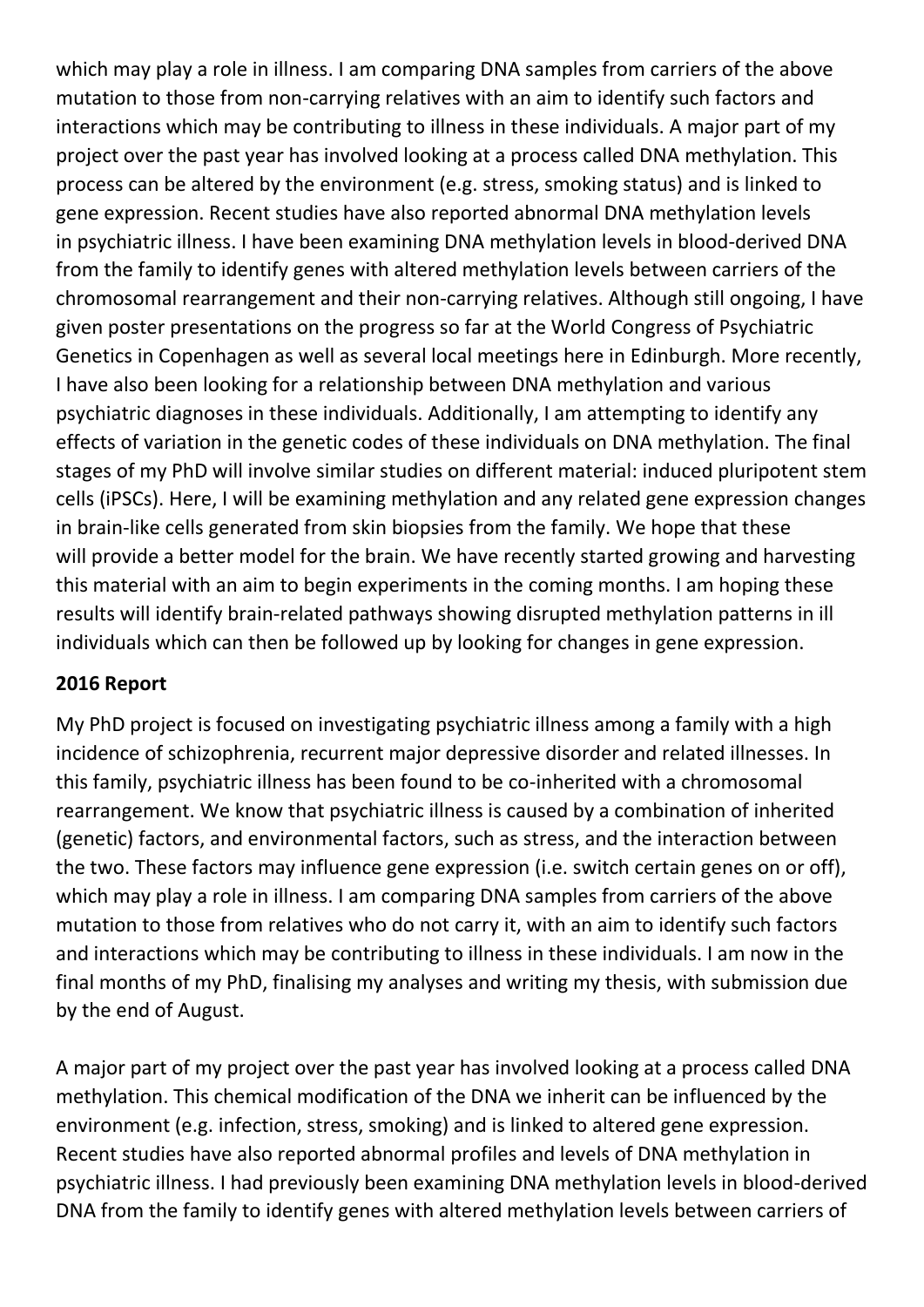which may play a role in illness. I am comparing DNA samples from carriers of the above mutation to those from non-carrying relatives with an aim to identify such factors and interactions which may be contributing to illness in these individuals. A major part of my project over the past year has involved looking at a process called DNA methylation. This process can be altered by the environment (e.g. stress, smoking status) and is linked to gene expression. Recent studies have also reported abnormal DNA methylation levels in psychiatric illness. I have been examining DNA methylation levels in blood-derived DNA from the family to identify genes with altered methylation levels between carriers of the chromosomal rearrangement and their non-carrying relatives. Although still ongoing, I have given poster presentations on the progress so far at the World Congress of Psychiatric Genetics in Copenhagen as well as several local meetings here in Edinburgh. More recently, I have also been looking for a relationship between DNA methylation and various psychiatric diagnoses in these individuals. Additionally, I am attempting to identify any effects of variation in the genetic codes of these individuals on DNA methylation. The final stages of my PhD will involve similar studies on different material: induced pluripotent stem cells (iPSCs). Here, I will be examining methylation and any related gene expression changes in brain-like cells generated from skin biopsies from the family. We hope that these will provide a better model for the brain. We have recently started growing and harvesting this material with an aim to begin experiments in the coming months. I am hoping these results will identify brain-related pathways showing disrupted methylation patterns in ill individuals which can then be followed up by looking for changes in gene expression.

**2016 Report**

My PhD project is focused on investigating psychiatric illness among a family with a high incidence of schizophrenia, recurrent major depressive disorder and related illnesses. In this family, psychiatric illness has been found to be co-inherited with a chromosomal rearrangement. We know that psychiatric illness is caused by a combination of inherited (genetic) factors, and environmental factors, such as stress, and the interaction between the two. These factors may influence gene expression (i.e. switch certain genes on or off), which may play a role in illness. I am comparing DNA samples from carriers of the above mutation to those from relatives who do not carry it, with an aim to identify such factors and interactions which may be contributing to illness in these individuals. I am now in the final months of my PhD, finalising my analyses and writing my thesis, with submission due by the end of August.

A major part of my project over the past year has involved looking at a process called DNA methylation. This chemical modification of the DNA we inherit can be influenced by the environment (e.g. infection, stress, smoking) and is linked to altered gene expression. Recent studies have also reported abnormal profiles and levels of DNA methylation in psychiatric illness. I had previously been examining DNA methylation levels in blood-derived DNA from the family to identify genes with altered methylation levels between carriers of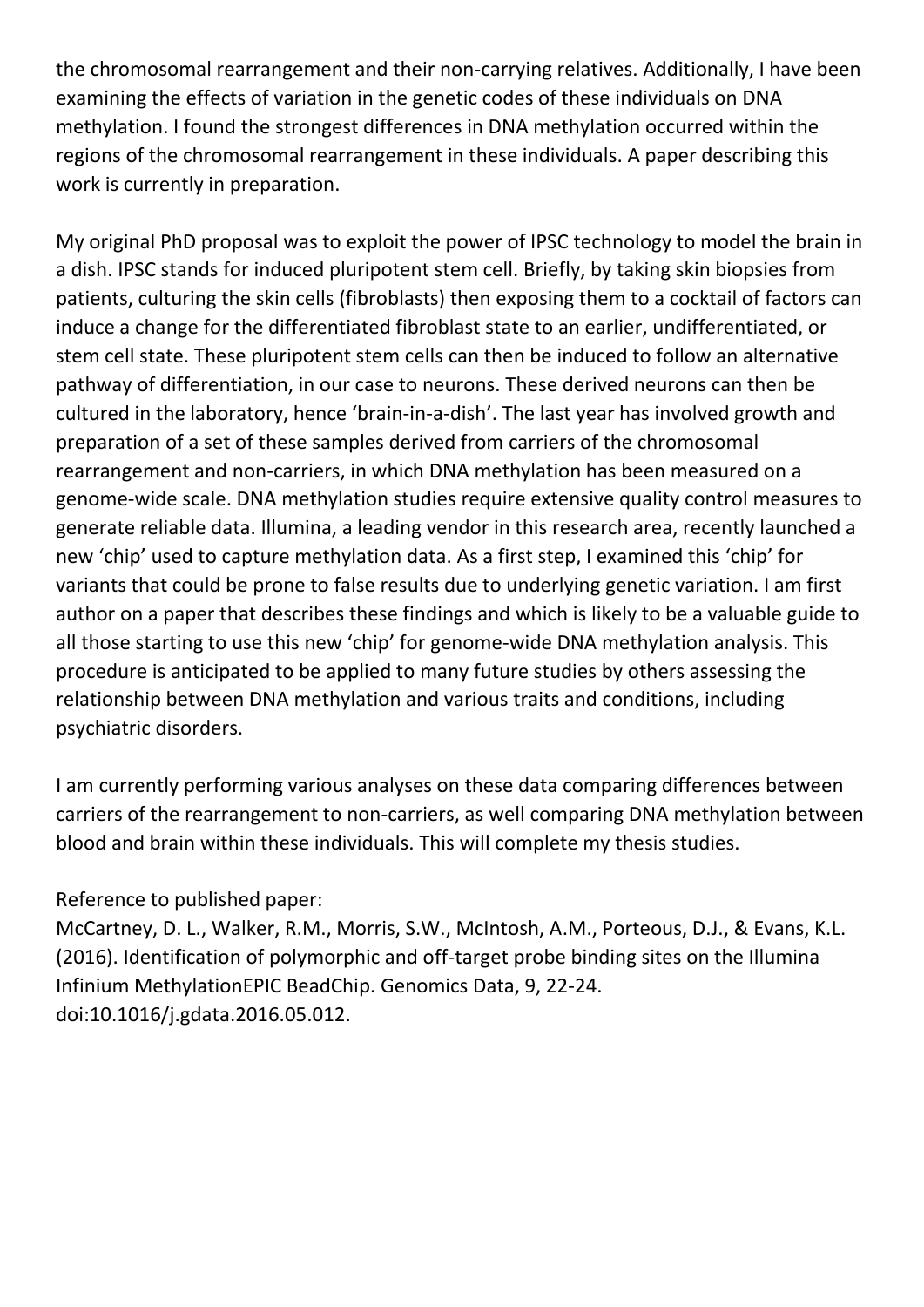the chromosomal rearrangement and their non-carrying relatives. Additionally, I have been examining the effects of variation in the genetic codes of these individuals on DNA methylation. I found the strongest differences in DNA methylation occurred within the regions of the chromosomal rearrangement in these individuals. A paper describing this work is currently in preparation.

My original PhD proposal was to exploit the power of IPSC technology to model the brain in a dish. IPSC stands for induced pluripotent stem cell. Briefly, by taking skin biopsies from patients, culturing the skin cells (fibroblasts) then exposing them to a cocktail of factors can induce a change for the differentiated fibroblast state to an earlier, undifferentiated, or stem cell state. These pluripotent stem cells can then be induced to follow an alternative pathway of differentiation, in our case to neurons. These derived neurons can then be cultured in the laboratory, hence 'brain-in-a-dish'. The last year has involved growth and preparation of a set of these samples derived from carriers of the chromosomal rearrangement and non-carriers, in which DNA methylation has been measured on a genome-wide scale. DNA methylation studies require extensive quality control measures to generate reliable data. Illumina, a leading vendor in this research area, recently launched a new 'chip' used to capture methylation data. As a first step, I examined this 'chip' for variants that could be prone to false results due to underlying genetic variation. I am first author on a paper that describes these findings and which is likely to be a valuable guide to all those starting to use this new 'chip' for genome-wide DNA methylation analysis. This procedure is anticipated to be applied to many future studies by others assessing the relationship between DNA methylation and various traits and conditions, including psychiatric disorders.

I am currently performing various analyses on these data comparing differences between carriers of the rearrangement to non-carriers, as well comparing DNA methylation between blood and brain within these individuals. This will complete my thesis studies.

Reference to published paper:
McCartney, D. L., Walker, R.M., Morris, S.W., McIntosh, A.M., Porteous, D.J., & Evans, K.L. (2016). Identification of polymorphic and off-target probe binding sites on the Illumina Infinium MethylationEPIC BeadChip. Genomics Data, 9, 22-24. doi:10.1016/j.gdata.2016.05.012.